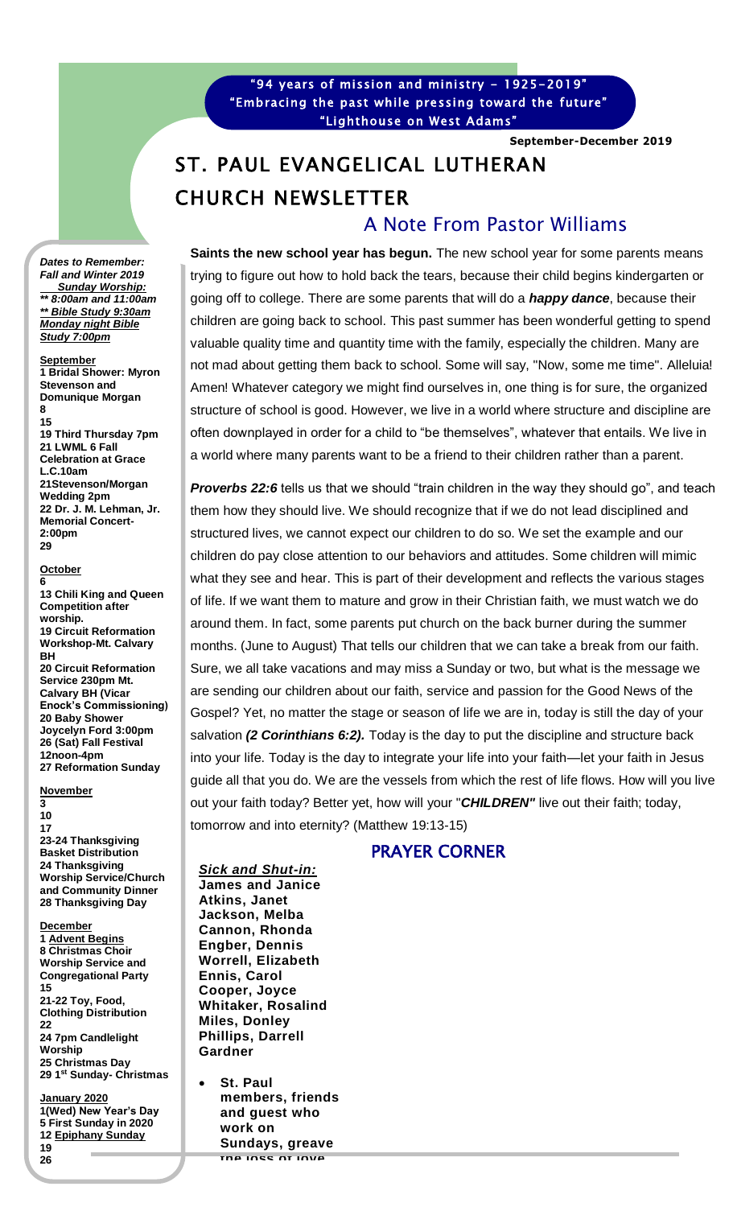"94 years of mission and ministry – 1925-2019"
"Embracing the past while pressing toward the future"
"Lighthouse on West Adams"

**September-December 2019**

# ST. PAUL EVANGELICAL LUTHERAN CHURCH NEWSLETTER

## A Note From Pastor Williams

**Saints the new school year has begun.** The new school year for some parents means trying to figure out how to hold back the tears, because their child begins kindergarten or going off to college. There are some parents that will do a ***happy dance***, because their children are going back to school. This past summer has been wonderful getting to spend valuable quality time and quantity time with the family, especially the children. Many are not mad about getting them back to school. Some will say, "Now, some me time". Alleluia! Amen! Whatever category we might find ourselves in, one thing is for sure, the organized structure of school is good. However, we live in a world where structure and discipline are often downplayed in order for a child to "be themselves", whatever that entails. We live in a world where many parents want to be a friend to their children rather than a parent.

***Proverbs 22:6*** tells us that we should "train children in the way they should go", and teach them how they should live. We should recognize that if we do not lead disciplined and structured lives, we cannot expect our children to do so. We set the example and our children do pay close attention to our behaviors and attitudes. Some children will mimic what they see and hear. This is part of their development and reflects the various stages of life. If we want them to mature and grow in their Christian faith, we must watch we do around them. In fact, some parents put church on the back burner during the summer months. (June to August) That tells our children that we can take a break from our faith. Sure, we all take vacations and may miss a Sunday or two, but what is the message we are sending our children about our faith, service and passion for the Good News of the Gospel? Yet, no matter the stage or season of life we are in, today is still the day of your salvation ***(2 Corinthians 6:2).*** Today is the day to put the discipline and structure back into your life. Today is the day to integrate your life into your faith—let your faith in Jesus guide all that you do. We are the vessels from which the rest of life flows. How will you live out your faith today? Better yet, how will your "***CHILDREN"*** live out their faith; today, tomorrow and into eternity? (Matthew 19:13-15)

***Dates to Remember: Fall and Winter 2019***
***Sunday Worship:***
***\*\* 8:00am and 11:00am***
***\*\* Bible Study 9:30am***
***Monday night Bible Study 7:00pm***

**September**
**1 Bridal Shower: Myron Stevenson and Domunique Morgan**
**8**
**15**
**19 Third Thursday 7pm**
**21 LWML 6 Fall Celebration at Grace L.C.10am**
**21Stevenson/Morgan Wedding 2pm**
**22 Dr. J. M. Lehman, Jr. Memorial Concert- 2:00pm**
**29**

**October**
**6**
**13 Chili King and Queen Competition after worship.**
**19 Circuit Reformation Workshop-Mt. Calvary BH**
**20 Circuit Reformation Service 230pm Mt. Calvary BH (Vicar Enock's Commissioning)**
**20 Baby Shower Joycelyn Ford 3:00pm**
**26 (Sat) Fall Festival 12noon-4pm**
**27 Reformation Sunday**

**November**
**3**
**10**
**17**
**23-24 Thanksgiving Basket Distribution**
**24 Thanksgiving Worship Service/Church and Community Dinner**
**28 Thanksgiving Day**

**December**
**1 Advent Begins**
**8 Christmas Choir Worship Service and Congregational Party**
**15**
**21-22 Toy, Food, Clothing Distribution**
**22**
**24 7pm Candlelight Worship**
**25 Christmas Day**
**29 1st Sunday- Christmas**

**January 2020**
**1(Wed) New Year's Day**
**5 First Sunday in 2020**
**12 Epiphany Sunday**
**19**
**26**

## PRAYER CORNER

***Sick and Shut-in:***
**James and Janice Atkins, Janet Jackson, Melba Cannon, Rhonda Engber, Dennis Worrell, Elizabeth Ennis, Carol Cooper, Joyce Whitaker, Rosalind Miles, Donley Phillips, Darrell Gardner**

- **St. Paul members, friends and guest who work on Sundays, greave the loss of love**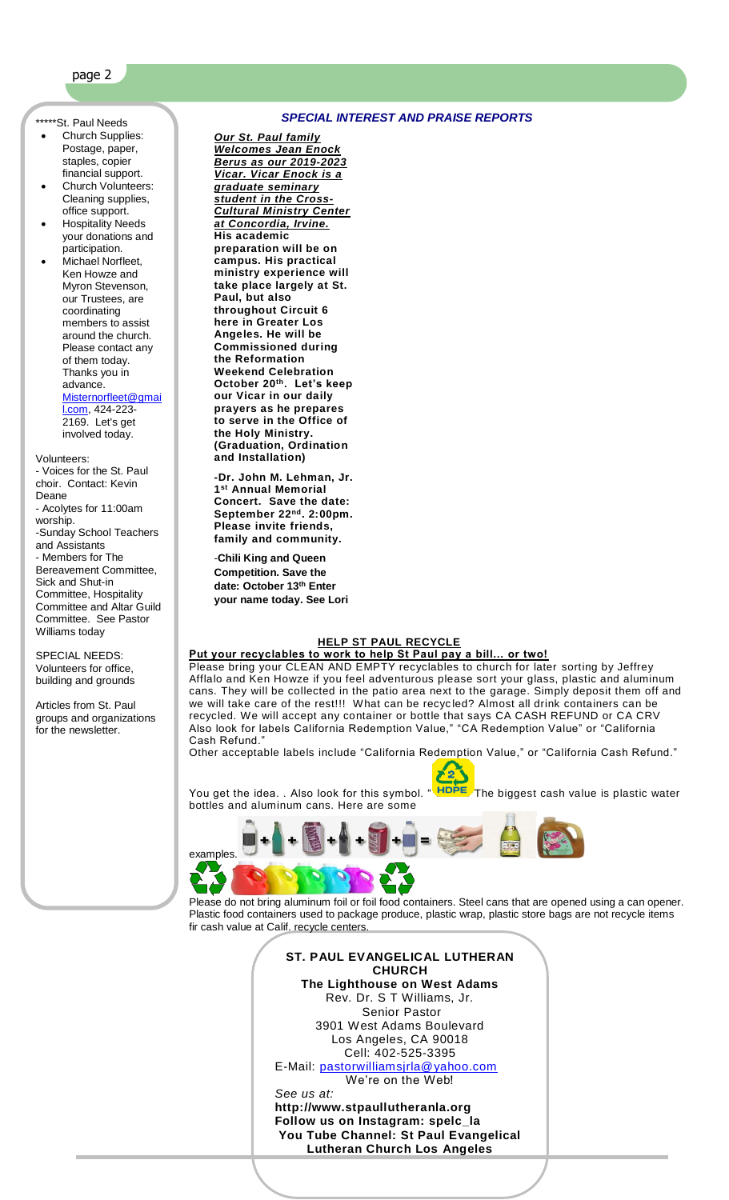*****St. Paul Needs

- Church Supplies: Postage, paper, staples, copier financial support.
- Church Volunteers: Cleaning supplies, office support.
- Hospitality Needs your donations and participation.
- Michael Norfleet, Ken Howze and Myron Stevenson, our Trustees, are coordinating members to assist around the church. Please contact any of them today. Thanks you in advance. Misternorfleet@gmail.com, 424-223-2169. Let's get involved today.

Volunteers:
- Voices for the St. Paul choir. Contact: Kevin Deane
- Acolytes for 11:00am worship.
-Sunday School Teachers and Assistants
- Members for The Bereavement Committee, Sick and Shut-in Committee, Hospitality Committee and Altar Guild Committee. See Pastor Williams today

SPECIAL NEEDS: Volunteers for office, building and grounds

Articles from St. Paul groups and organizations for the newsletter.

## *SPECIAL INTEREST AND PRAISE REPORTS*

***Our St. Paul family Welcomes Jean Enock Berus as our 2019-2023 Vicar. Vicar Enock is a graduate seminary student in the Cross-Cultural Ministry Center at Concordia, Irvine.*** **His academic preparation will be on campus. His practical ministry experience will take place largely at St. Paul, but also throughout Circuit 6 here in Greater Los Angeles. He will be Commissioned during the Reformation Weekend Celebration October 20th. Let's keep our Vicar in our daily prayers as he prepares to serve in the Office of the Holy Ministry. (Graduation, Ordination and Installation)**

**-Dr. John M. Lehman, Jr. 1st Annual Memorial Concert. Save the date: September 22nd. 2:00pm. Please invite friends, family and community.**

-**Chili King and Queen Competition. Save the date: October 13th Enter your name today. See Lori**

## HELP ST PAUL RECYCLE

**Put your recyclables to work to help St Paul pay a bill... or two!**

Please bring your CLEAN AND EMPTY recyclables to church for later sorting by Jeffrey Afflalo and Ken Howze if you feel adventurous please sort your glass, plastic and aluminum cans. They will be collected in the patio area next to the garage. Simply deposit them off and we will take care of the rest!!! What can be recycled? Almost all drink containers can be recycled. We will accept any container or bottle that says CA CASH REFUND or CA CRV Also look for labels California Redemption Value," "CA Redemption Value" or "California Cash Refund."

Other acceptable labels include "California Redemption Value," or "California Cash Refund."

You get the idea. . Also look for this symbol. " HDPE The biggest cash value is plastic water bottles and aluminum cans. Here are some examples.

Please do not bring aluminum foil or foil food containers. Steel cans that are opened using a can opener. Plastic food containers used to package produce, plastic wrap, plastic store bags are not recycle items fir cash value at Calif. recycle centers.

**ST. PAUL EVANGELICAL LUTHERAN CHURCH**
**The Lighthouse on West Adams**
Rev. Dr. S T Williams, Jr.
Senior Pastor
3901 West Adams Boulevard
Los Angeles, CA 90018
Cell: 402-525-3395
E-Mail: pastorwilliamsjrla@yahoo.com
We're on the Web!
*See us at:*
**http://www.stpaullutheranla.org**
**Follow us on Instagram: spelc_la**
**You Tube Channel: St Paul Evangelical Lutheran Church Los Angeles**